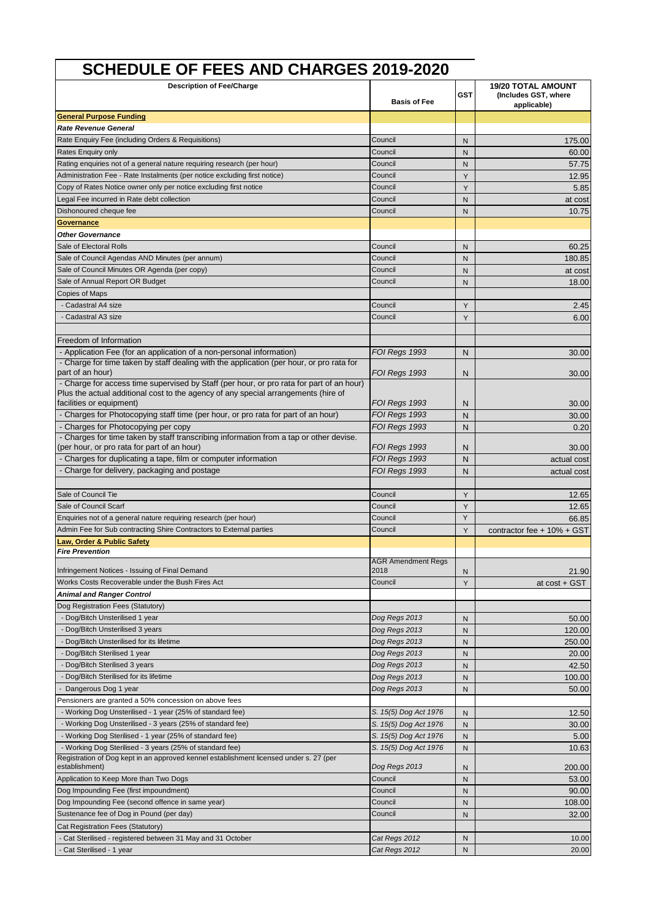# SCHEDULE OF FEES AND CHARGES 2019-2020

| Description of Fee/Charge | Basis of Fee | GST | 19/20 TOTAL AMOUNT (Includes GST, where applicable) |
|---|---|---|---|
| **General Purpose Funding** | | | |
| ***Rate Revenue General*** | | | |
| Rate Enquiry Fee (including Orders & Requisitions) | Council | N | 175.00 |
| Rates Enquiry only | Council | N | 60.00 |
| Rating enquiries not of a general nature requiring research (per hour) | Council | N | 57.75 |
| Administration Fee - Rate Instalments (per notice excluding first notice) | Council | Y | 12.95 |
| Copy of Rates Notice owner only per notice excluding first notice | Council | Y | 5.85 |
| Legal Fee incurred in Rate debt collection | Council | N | at cost |
| Dishonoured cheque fee | Council | N | 10.75 |
| **Governance** | | | |
| ***Other Governance*** | | | |
| Sale of Electoral Rolls | Council | N | 60.25 |
| Sale of Council Agendas AND Minutes (per annum) | Council | N | 180.85 |
| Sale of Council Minutes OR Agenda (per copy) | Council | N | at cost |
| Sale of Annual Report OR Budget | Council | N | 18.00 |
| Copies of Maps | | | |
| - Cadastral A4 size | Council | Y | 2.45 |
| - Cadastral A3 size | Council | Y | 6.00 |
| | | | |
| Freedom of Information | | | |
| - Application Fee (for an application of a non-personal information) | *FOI Regs 1993* | N | 30.00 |
| - Charge for time taken by staff dealing with the application (per hour, or pro rata for part of an hour) | *FOI Regs 1993* | N | 30.00 |
| - Charge for access time supervised by Staff (per hour, or pro rata for part of an hour) Plus the actual additional cost to the agency of any special arrangements (hire of facilities or equipment) | *FOI Regs 1993* | N | 30.00 |
| - Charges for Photocopying staff time (per hour, or pro rata for part of an hour) | *FOI Regs 1993* | N | 30.00 |
| - Charges for Photocopying per copy | *FOI Regs 1993* | N | 0.20 |
| - Charges for time taken by staff transcribing information from a tap or other devise. (per hour, or pro rata for part of an hour) | *FOI Regs 1993* | N | 30.00 |
| - Charges for duplicating a tape, film or computer information | *FOI Regs 1993* | N | actual cost |
| - Charge for delivery, packaging and postage | *FOI Regs 1993* | N | actual cost |
| | | | |
| Sale of Council Tie | Council | Y | 12.65 |
| Sale of Council Scarf | Council | Y | 12.65 |
| Enquiries not of a general nature requiring research (per hour) | Council | Y | 66.85 |
| Admin Fee for Sub contracting Shire Contractors to External parties | Council | Y | contractor fee + 10% + GST |
| **Law, Order & Public Safety** | | | |
| ***Fire Prevention*** | | | |
| Infringement Notices - Issuing of Final Demand | AGR Amendment Regs 2018 | N | 21.90 |
| Works Costs Recoverable under the Bush Fires Act | Council | Y | at cost + GST |
| ***Animal and Ranger Control*** | | | |
| Dog Registration Fees (Statutory) | | | |
| - Dog/Bitch Unsterilised 1 year | *Dog Regs 2013* | N | 50.00 |
| - Dog/Bitch Unsterilised 3 years | *Dog Regs 2013* | N | 120.00 |
| - Dog/Bitch Unsterilised for its lifetime | *Dog Regs 2013* | N | 250.00 |
| - Dog/Bitch Sterilised 1 year | *Dog Regs 2013* | N | 20.00 |
| - Dog/Bitch Sterilised 3 years | *Dog Regs 2013* | N | 42.50 |
| - Dog/Bitch Sterilised for its lifetime | *Dog Regs 2013* | N | 100.00 |
| - Dangerous Dog 1 year | *Dog Regs 2013* | N | 50.00 |
| Pensioners are granted a 50% concession on above fees | | | |
| - Working Dog Unsterilised - 1 year (25% of standard fee) | *S. 15(5) Dog Act 1976* | N | 12.50 |
| - Working Dog Unsterilised - 3 years (25% of standard fee) | *S. 15(5) Dog Act 1976* | N | 30.00 |
| - Working Dog Sterilised - 1 year (25% of standard fee) | *S. 15(5) Dog Act 1976* | N | 5.00 |
| - Working Dog Sterilised - 3 years (25% of standard fee) | *S. 15(5) Dog Act 1976* | N | 10.63 |
| Registration of Dog kept in an approved kennel establishment licensed under s. 27 (per establishment) | *Dog Regs 2013* | N | 200.00 |
| Application to Keep More than Two Dogs | Council | N | 53.00 |
| Dog Impounding Fee (first impoundment) | Council | N | 90.00 |
| Dog Impounding Fee (second offence in same year) | Council | N | 108.00 |
| Sustenance fee of Dog in Pound (per day) | Council | N | 32.00 |
| Cat Registration Fees (Statutory) | | | |
| - Cat Sterilised - registered between 31 May and 31 October | *Cat Regs 2012* | N | 10.00 |
| - Cat Sterilised - 1 year | *Cat Regs 2012* | N | 20.00 |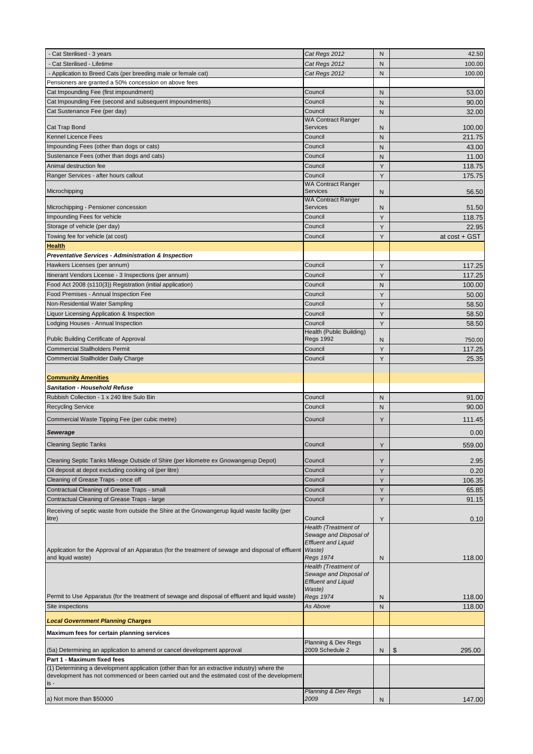| | | | |
|---|---|---|---|
| - Cat Sterilised - 3 years | *Cat Regs 2012* | N | 42.50 |
| - Cat Sterilised - Lifetime | *Cat Regs 2012* | N | 100.00 |
| - Application to Breed Cats (per breeding male or female cat) | *Cat Regs 2012* | N | 100.00 |
| Pensioners are granted a 50% concession on above fees | | | |
| Cat Impounding Fee (first impoundment) | Council | N | 53.00 |
| Cat Impounding Fee (second and subsequent impoundments) | Council | N | 90.00 |
| Cat Sustenance Fee (per day) | Council | N | 32.00 |
| Cat Trap Bond | WA Contract Ranger Services | N | 100.00 |
| Kennel Licence Fees | Council | N | 211.75 |
| Impounding Fees (other than dogs or cats) | Council | N | 43.00 |
| Sustenance Fees (other than dogs and cats) | Council | N | 11.00 |
| Animal destruction fee | Council | Y | 118.75 |
| Ranger Services - after hours callout | Council | Y | 175.75 |
| Microchipping | WA Contract Ranger Services | N | 56.50 |
| Microchipping - Pensioner concession | WA Contract Ranger Services | N | 51.50 |
| Impounding Fees for vehicle | Council | Y | 118.75 |
| Storage of vehicle (per day) | Council | Y | 22.95 |
| Towing fee for vehicle (at cost) | Council | Y | at cost + GST |
| **Health** | | | |
| ***Preventative Services - Administration & Inspection*** | | | |
| Hawkers Licenses (per annum) | Council | Y | 117.25 |
| Itinerant Vendors License - 3 Inspections (per annum) | Council | Y | 117.25 |
| Food Act 2008 (s110(3)) Registration (initial application) | Council | N | 100.00 |
| Food Premises - Annual Inspection Fee | Council | Y | 50.00 |
| Non-Residential Water Sampling | Council | Y | 58.50 |
| Liquor Licensing Application & Inspection | Council | Y | 58.50 |
| Lodging Houses - Annual Inspection | Council | Y | 58.50 |
| Public Building Certificate of Approval | Health (Public Building) Regs 1992 | N | 750.00 |
| Commercial Stallholders Permit | Council | Y | 117.25 |
| Commercial Stallholder Daily Charge | Council | Y | 25.35 |
| | | | |
| **Community Amenities** | | | |
| ***Sanitation - Household Refuse*** | | | |
| Rubbish Collection - 1 x 240 litre Sulo Bin | Council | N | 91.00 |
| Recycling Service | Council | N | 90.00 |
| Commercial Waste Tipping Fee (per cubic metre) | Council | Y | 111.45 |
| ***Sewerage*** | | | 0.00 |
| Cleaning Septic Tanks | Council | Y | 559.00 |
| Cleaning Septic Tanks Mileage Outside of Shire (per kilometre ex Gnowangerup Depot) | Council | Y | 2.95 |
| Oil deposit at depot excluding cooking oil (per litre) | Council | Y | 0.20 |
| Cleaning of Grease Traps - once off | Council | Y | 106.35 |
| Contractual Cleaning of Grease Traps - small | Council | Y | 65.85 |
| Contractual Cleaning of Grease Traps - large | Council | Y | 91.15 |
| Receiving of septic waste from outside the Shire at the Gnowangerup liquid waste facility (per litre) | Council | Y | 0.10 |
| Application for the Approval of an Apparatus (for the treatment of sewage and disposal of effluent and liquid waste) | *Health (Treatment of Sewage and Disposal of Effluent and Liquid Waste) Regs 1974* | N | 118.00 |
| Permit to Use Apparatus (for the treatment of sewage and disposal of effluent and liquid waste) | *Health (Treatment of Sewage and Disposal of Effluent and Liquid Waste) Regs 1974* | N | 118.00 |
| Site inspections | *As Above* | N | 118.00 |
| ***Local Government Planning Charges*** | | | |
| **Maximum fees for certain planning services** | | | |
| (5a) Determining an application to amend or cancel development approval | Planning & Dev Regs 2009 Schedule 2 | N | $ 295.00 |
| **Part 1 - Maximum fixed fees** | | | |
| (1) Determining a development application (other than for an extractive industry) where the development has not commenced or been carried out and the estimated cost of the development is - | | | |
| a) Not more than $50000 | *Planning & Dev Regs 2009* | N | 147.00 |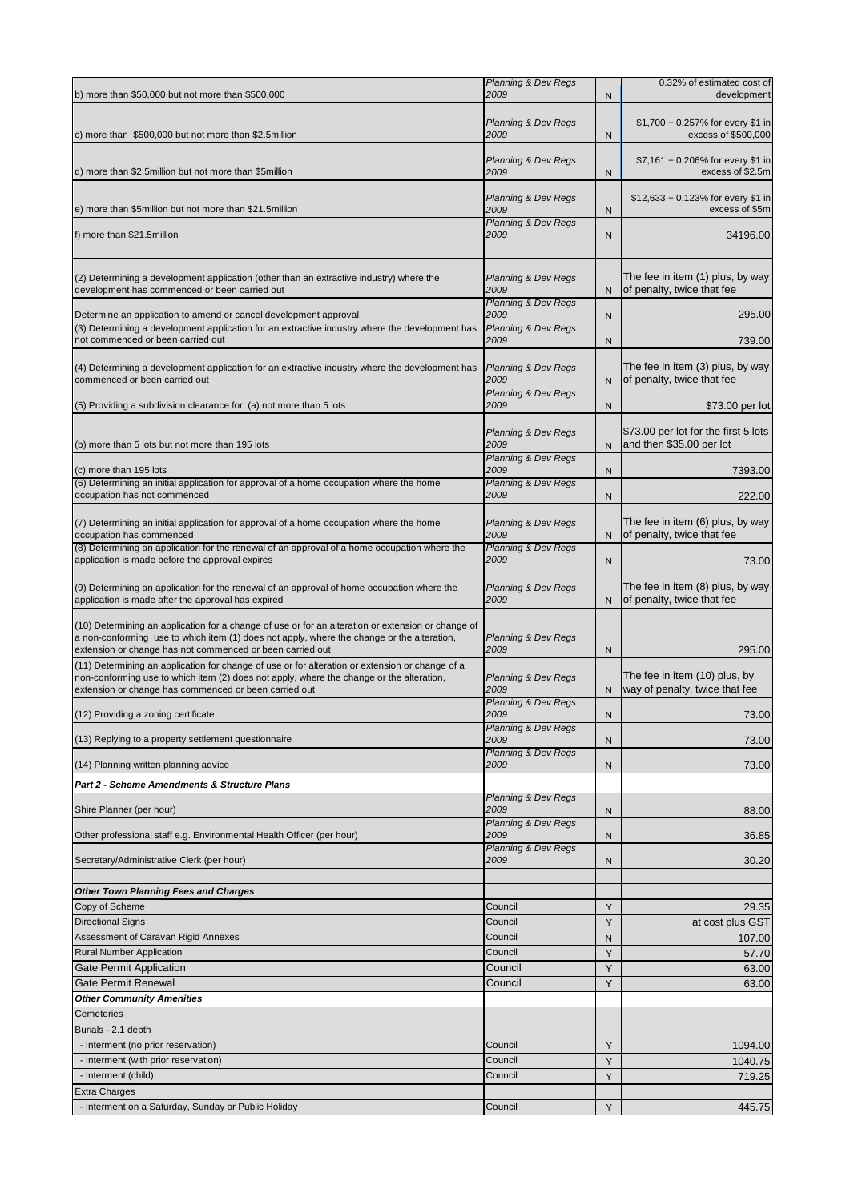| | | | |
|---|---|---|---|
| b) more than $50,000 but not more than $500,000 | *Planning & Dev Regs 2009* | N | 0.32% of estimated cost of development |
| c) more than $500,000 but not more than $2.5million | *Planning & Dev Regs 2009* | N | $1,700 + 0.257% for every $1 in excess of $500,000 |
| d) more than $2.5million but not more than $5million | *Planning & Dev Regs 2009* | N | $7,161 + 0.206% for every $1 in excess of $2.5m |
| e) more than $5million but not more than $21.5million | *Planning & Dev Regs 2009* | N | $12,633 + 0.123% for every $1 in excess of $5m |
| f) more than $21.5million | *Planning & Dev Regs 2009* | N | 34196.00 |
| | | | |
| (2) Determining a development application (other than an extractive industry) where the development has commenced or been carried out | *Planning & Dev Regs 2009* | N | The fee in item (1) plus, by way of penalty, twice that fee |
| Determine an application to amend or cancel development approval | *Planning & Dev Regs 2009* | N | 295.00 |
| (3) Determining a development application for an extractive industry where the development has not commenced or been carried out | *Planning & Dev Regs 2009* | N | 739.00 |
| (4) Determining a development application for an extractive industry where the development has commenced or been carried out | *Planning & Dev Regs 2009* | N | The fee in item (3) plus, by way of penalty, twice that fee |
| (5) Providing a subdivision clearance for: (a) not more than 5 lots | *Planning & Dev Regs 2009* | N | $73.00 per lot |
| (b) more than 5 lots but not more than 195 lots | *Planning & Dev Regs 2009* | N | $73.00 per lot for the first 5 lots and then $35.00 per lot |
| (c) more than 195 lots | *Planning & Dev Regs 2009* | N | 7393.00 |
| (6) Determining an initial application for approval of a home occupation where the home occupation has not commenced | *Planning & Dev Regs 2009* | N | 222.00 |
| (7) Determining an initial application for approval of a home occupation where the home occupation has commenced | *Planning & Dev Regs 2009* | N | The fee in item (6) plus, by way of penalty, twice that fee |
| (8) Determining an application for the renewal of an approval of a home occupation where the application is made before the approval expires | *Planning & Dev Regs 2009* | N | 73.00 |
| (9) Determining an application for the renewal of an approval of home occupation where the application is made after the approval has expired | *Planning & Dev Regs 2009* | N | The fee in item (8) plus, by way of penalty, twice that fee |
| (10) Determining an application for a change of use or for an alteration or extension or change of a non-conforming use to which item (1) does not apply, where the change or the alteration, extension or change has not commenced or been carried out | *Planning & Dev Regs 2009* | N | 295.00 |
| (11) Determining an application for change of use or for alteration or extension or change of a non-conforming use to which item (2) does not apply, where the change or the alteration, extension or change has commenced or been carried out | *Planning & Dev Regs 2009* | N | The fee in item (10) plus, by way of penalty, twice that fee |
| (12) Providing a zoning certificate | *Planning & Dev Regs 2009* | N | 73.00 |
| (13) Replying to a property settlement questionnaire | *Planning & Dev Regs 2009* | N | 73.00 |
| (14) Planning written planning advice | *Planning & Dev Regs 2009* | N | 73.00 |
| ***Part 2 - Scheme Amendments & Structure Plans*** | | | |
| Shire Planner (per hour) | *Planning & Dev Regs 2009* | N | 88.00 |
| Other professional staff e.g. Environmental Health Officer (per hour) | *Planning & Dev Regs 2009* | N | 36.85 |
| Secretary/Administrative Clerk (per hour) | *Planning & Dev Regs 2009* | N | 30.20 |
| | | | |
| ***Other Town Planning Fees and Charges*** | | | |
| Copy of Scheme | Council | Y | 29.35 |
| Directional Signs | Council | Y | at cost plus GST |
| Assessment of Caravan Rigid Annexes | Council | N | 107.00 |
| Rural Number Application | Council | Y | 57.70 |
| Gate Permit Application | Council | Y | 63.00 |
| Gate Permit Renewal | Council | Y | 63.00 |
| ***Other Community Amenities*** | | | |
| Cemeteries | | | |
| Burials - 2.1 depth | | | |
| - Interment (no prior reservation) | Council | Y | 1094.00 |
| - Interment (with prior reservation) | Council | Y | 1040.75 |
| - Interment (child) | Council | Y | 719.25 |
| Extra Charges | | | |
| - Interment on a Saturday, Sunday or Public Holiday | Council | Y | 445.75 |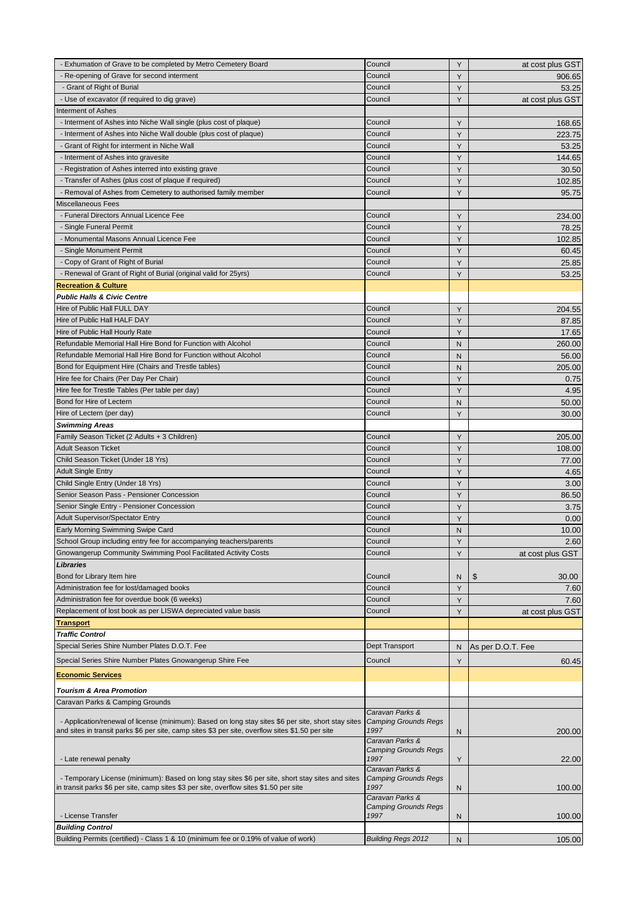| | | | |
|---|---|---|---|
| - Exhumation of Grave to be completed by Metro Cemetery Board | Council | Y | at cost plus GST |
| - Re-opening of Grave for second interment | Council | Y | 906.65 |
| - Grant of Right of Burial | Council | Y | 53.25 |
| - Use of excavator (if required to dig grave) | Council | Y | at cost plus GST |
| Interment of Ashes | | | |
| - Interment of Ashes into Niche Wall single (plus cost of plaque) | Council | Y | 168.65 |
| - Interment of Ashes into Niche Wall double (plus cost of plaque) | Council | Y | 223.75 |
| - Grant of Right for interment in Niche Wall | Council | Y | 53.25 |
| - Interment of Ashes into gravesite | Council | Y | 144.65 |
| - Registration of Ashes interred into existing grave | Council | Y | 30.50 |
| - Transfer of Ashes (plus cost of plaque if required) | Council | Y | 102.85 |
| - Removal of Ashes from Cemetery to authorised family member | Council | Y | 95.75 |
| Miscellaneous Fees | | | |
| - Funeral Directors Annual Licence Fee | Council | Y | 234.00 |
| - Single Funeral Permit | Council | Y | 78.25 |
| - Monumental Masons Annual Licence Fee | Council | Y | 102.85 |
| - Single Monument Permit | Council | Y | 60.45 |
| - Copy of Grant of Right of Burial | Council | Y | 25.85 |
| - Renewal of Grant of Right of Burial (original valid for 25yrs) | Council | Y | 53.25 |
| **Recreation & Culture** | | | |
| ***Public Halls & Civic Centre*** | | | |
| Hire of Public Hall FULL DAY | Council | Y | 204.55 |
| Hire of Public Hall HALF DAY | Council | Y | 87.85 |
| Hire of Public Hall Hourly Rate | Council | Y | 17.65 |
| Refundable Memorial Hall Hire Bond for Function with Alcohol | Council | N | 260.00 |
| Refundable Memorial Hall Hire Bond for Function without Alcohol | Council | N | 56.00 |
| Bond for Equipment Hire (Chairs and Trestle tables) | Council | N | 205.00 |
| Hire fee for Chairs (Per Day Per Chair) | Council | Y | 0.75 |
| Hire fee for Trestle Tables (Per table per day) | Council | Y | 4.95 |
| Bond for Hire of Lectern | Council | N | 50.00 |
| Hire of Lectern (per day) | Council | Y | 30.00 |
| ***Swimming Areas*** | | | |
| Family Season Ticket (2 Adults + 3 Children) | Council | Y | 205.00 |
| Adult Season Ticket | Council | Y | 108.00 |
| Child Season Ticket (Under 18 Yrs) | Council | Y | 77.00 |
| Adult Single Entry | Council | Y | 4.65 |
| Child Single Entry (Under 18 Yrs) | Council | Y | 3.00 |
| Senior Season Pass - Pensioner Concession | Council | Y | 86.50 |
| Senior Single Entry - Pensioner Concession | Council | Y | 3.75 |
| Adult Supervisor/Spectator Entry | Council | Y | 0.00 |
| Early Morning Swimming Swipe Card | Council | N | 10.00 |
| School Group including entry fee for accompanying teachers/parents | Council | Y | 2.60 |
| Gnowangerup Community Swimming Pool Facilitated Activity Costs | Council | Y | at cost plus GST |
| ***Libraries*** | | | |
| Bond for Library Item hire | Council | N | $ 30.00 |
| Administration fee for lost/damaged books | Council | Y | 7.60 |
| Administration fee for overdue book (6 weeks) | Council | Y | 7.60 |
| Replacement of lost book as per LISWA depreciated value basis | Council | Y | at cost plus GST |
| **Transport** | | | |
| ***Traffic Control*** | | | |
| Special Series Shire Number Plates D.O.T. Fee | Dept Transport | N | As per D.O.T. Fee |
| Special Series Shire Number Plates Gnowangerup Shire Fee | Council | Y | 60.45 |
| **Economic Services** | | | |
| ***Tourism & Area Promotion*** | | | |
| Caravan Parks & Camping Grounds | | | |
| - Application/renewal of license (minimum): Based on long stay sites $6 per site, short stay sites and sites in transit parks $6 per site, camp sites $3 per site, overflow sites $1.50 per site | *Caravan Parks & Camping Grounds Regs 1997* | N | 200.00 |
| - Late renewal penalty | *Caravan Parks & Camping Grounds Regs 1997* | Y | 22.00 |
| - Temporary License (minimum): Based on long stay sites $6 per site, short stay sites and sites in transit parks $6 per site, camp sites $3 per site, overflow sites $1.50 per site | *Caravan Parks & Camping Grounds Regs 1997* | N | 100.00 |
| - License Transfer | *Caravan Parks & Camping Grounds Regs 1997* | N | 100.00 |
| ***Building Control*** | | | |
| Building Permits (certified) - Class 1 & 10 (minimum fee or 0.19% of value of work) | *Building Regs 2012* | N | 105.00 |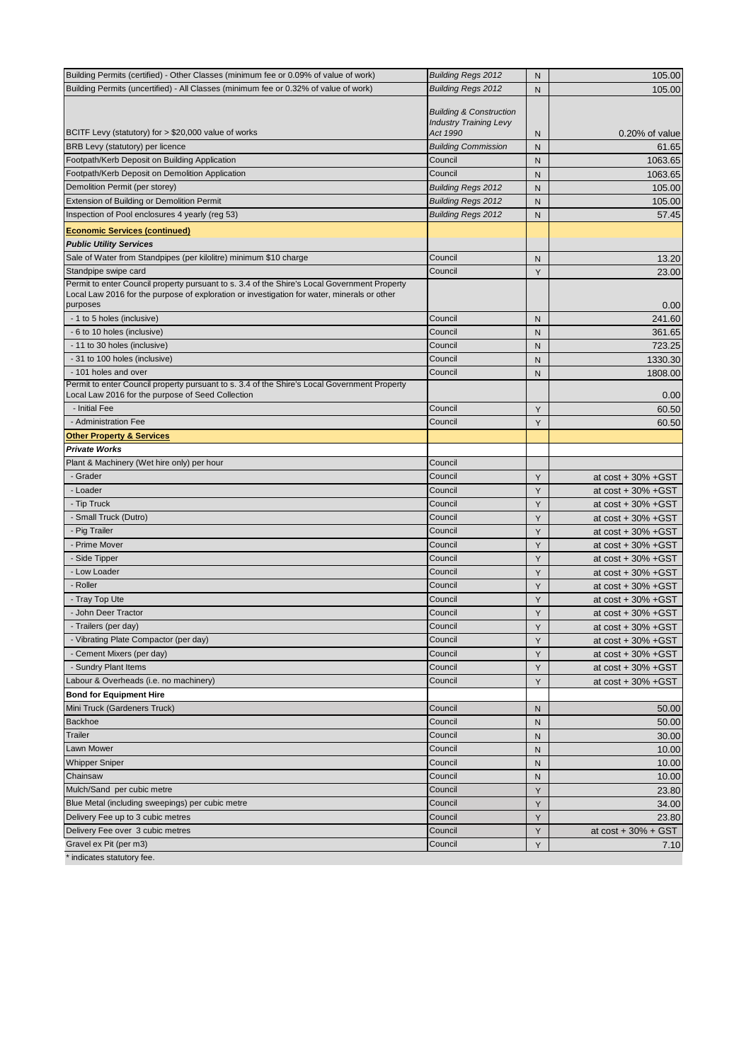| | | | |
|---|---|---|---|
| Building Permits (certified) - Other Classes (minimum fee or 0.09% of value of work) | *Building Regs 2012* | N | 105.00 |
| Building Permits (uncertified) - All Classes (minimum fee or 0.32% of value of work) | *Building Regs 2012* | N | 105.00 |
| BCITF Levy (statutory) for > $20,000 value of works | *Building & Construction Industry Training Levy Act 1990* | N | 0.20% of value |
| BRB Levy (statutory) per licence | *Building Commission* | N | 61.65 |
| Footpath/Kerb Deposit on Building Application | Council | N | 1063.65 |
| Footpath/Kerb Deposit on Demolition Application | Council | N | 1063.65 |
| Demolition Permit (per storey) | *Building Regs 2012* | N | 105.00 |
| Extension of Building or Demolition Permit | *Building Regs 2012* | N | 105.00 |
| Inspection of Pool enclosures 4 yearly (reg 53) | *Building Regs 2012* | N | 57.45 |
| **Economic Services (continued)** | | | |
| ***Public Utility Services*** | | | |
| Sale of Water from Standpipes (per kilolitre) minimum $10 charge | Council | N | 13.20 |
| Standpipe swipe card | Council | Y | 23.00 |
| Permit to enter Council property pursuant to s. 3.4 of the Shire's Local Government Property Local Law 2016 for the purpose of exploration or investigation for water, minerals or other purposes | | | 0.00 |
| - 1 to 5 holes (inclusive) | Council | N | 241.60 |
| - 6 to 10 holes (inclusive) | Council | N | 361.65 |
| - 11 to 30 holes (inclusive) | Council | N | 723.25 |
| - 31 to 100 holes (inclusive) | Council | N | 1330.30 |
| - 101 holes and over | Council | N | 1808.00 |
| Permit to enter Council property pursuant to s. 3.4 of the Shire's Local Government Property Local Law 2016 for the purpose of Seed Collection | | | 0.00 |
| - Initial Fee | Council | Y | 60.50 |
| - Administration Fee | Council | Y | 60.50 |
| **Other Property & Services** | | | |
| ***Private Works*** | | | |
| Plant & Machinery (Wet hire only) per hour | Council | | |
| - Grader | Council | Y | at cost + 30% +GST |
| - Loader | Council | Y | at cost + 30% +GST |
| - Tip Truck | Council | Y | at cost + 30% +GST |
| - Small Truck (Dutro) | Council | Y | at cost + 30% +GST |
| - Pig Trailer | Council | Y | at cost + 30% +GST |
| - Prime Mover | Council | Y | at cost + 30% +GST |
| - Side Tipper | Council | Y | at cost + 30% +GST |
| - Low Loader | Council | Y | at cost + 30% +GST |
| - Roller | Council | Y | at cost + 30% +GST |
| - Tray Top Ute | Council | Y | at cost + 30% +GST |
| - John Deer Tractor | Council | Y | at cost + 30% +GST |
| - Trailers (per day) | Council | Y | at cost + 30% +GST |
| - Vibrating Plate Compactor (per day) | Council | Y | at cost + 30% +GST |
| - Cement Mixers (per day) | Council | Y | at cost + 30% +GST |
| - Sundry Plant Items | Council | Y | at cost + 30% +GST |
| Labour & Overheads (i.e. no machinery) | Council | Y | at cost + 30% +GST |
| **Bond for Equipment Hire** | | | |
| Mini Truck (Gardeners Truck) | Council | N | 50.00 |
| Backhoe | Council | N | 50.00 |
| Trailer | Council | N | 30.00 |
| Lawn Mower | Council | N | 10.00 |
| Whipper Sniper | Council | N | 10.00 |
| Chainsaw | Council | N | 10.00 |
| Mulch/Sand per cubic metre | Council | Y | 23.80 |
| Blue Metal (including sweepings) per cubic metre | Council | Y | 34.00 |
| Delivery Fee up to 3 cubic metres | Council | Y | 23.80 |
| Delivery Fee over 3 cubic metres | Council | Y | at cost + 30% + GST |
| Gravel ex Pit (per m3) | Council | Y | 7.10 |

* indicates statutory fee.